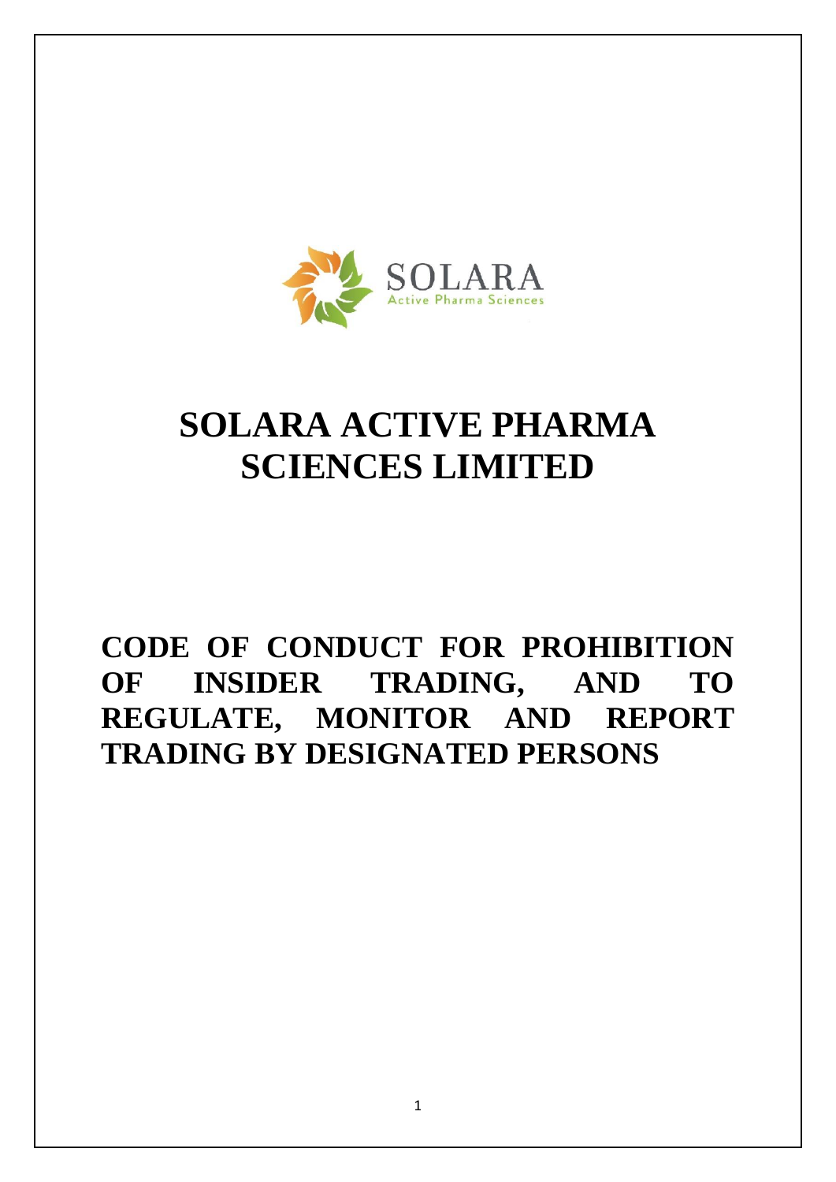# SOLARA ACTIVE PHARMA SCIENCES LIMITED

## CODE OF CONDUCT FOR PROHIBITION OF INSIDER TRADING, AND TO REGULATE, MONITOR AND REPORT TRADING BY DESIGNATED PERSONS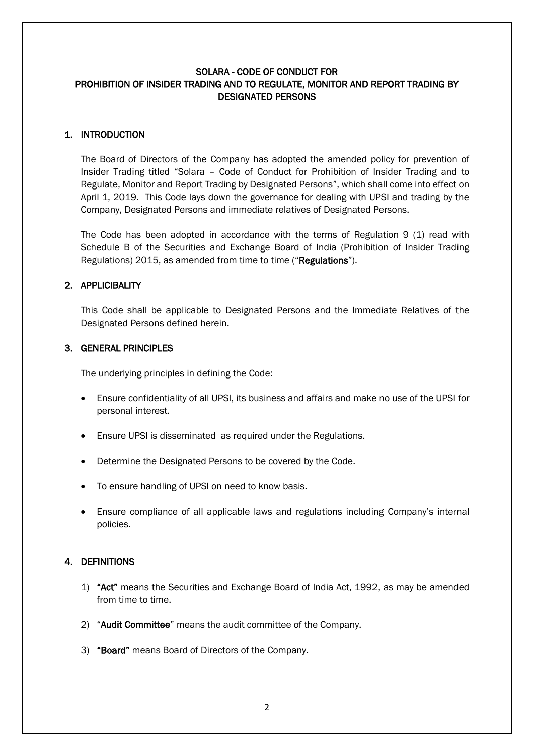# SOLARA - CODE OF CONDUCT FOR PROHIBITION OF INSIDER TRADING AND TO REGULATE, MONITOR AND REPORT TRADING BY DESIGNATED PERSONS

## 1. INTRODUCTION

The Board of Directors of the Company has adopted the amended policy for prevention of Insider Trading titled "Solara – Code of Conduct for Prohibition of Insider Trading and to Regulate, Monitor and Report Trading by Designated Persons", which shall come into effect on April 1, 2019. This Code lays down the governance for dealing with UPSI and trading by the Company, Designated Persons and immediate relatives of Designated Persons.

The Code has been adopted in accordance with the terms of Regulation 9 (1) read with Schedule B of the Securities and Exchange Board of India (Prohibition of Insider Trading Regulations) 2015, as amended from time to time ("**Regulations**").

## 2. APPLICIBALITY

This Code shall be applicable to Designated Persons and the Immediate Relatives of the Designated Persons defined herein.

## 3. GENERAL PRINCIPLES

The underlying principles in defining the Code:

- Ensure confidentiality of all UPSI, its business and affairs and make no use of the UPSI for personal interest.
- Ensure UPSI is disseminated as required under the Regulations.
- Determine the Designated Persons to be covered by the Code.
- To ensure handling of UPSI on need to know basis.
- Ensure compliance of all applicable laws and regulations including Company's internal policies.

## 4. DEFINITIONS

1) **"Act"** means the Securities and Exchange Board of India Act, 1992, as may be amended from time to time.
2) "**Audit Committee**" means the audit committee of the Company.
3) **"Board"** means Board of Directors of the Company.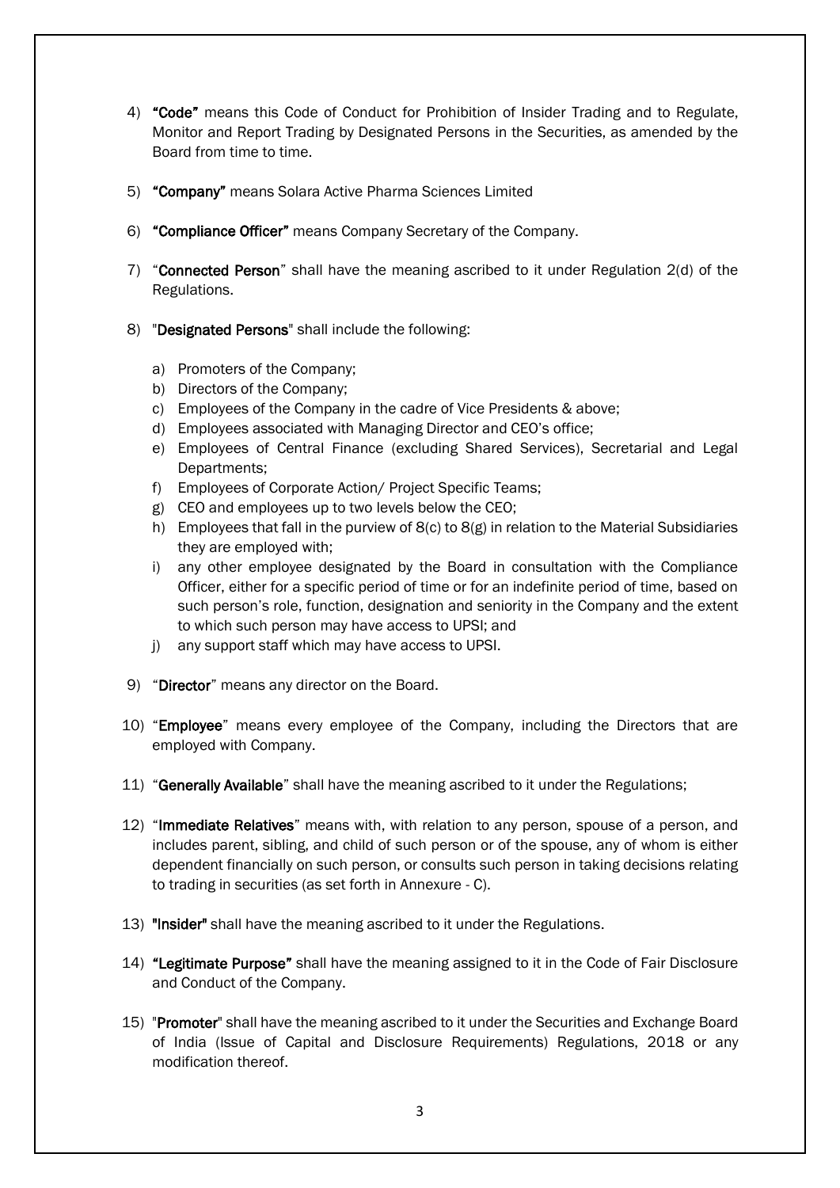4) **"Code"** means this Code of Conduct for Prohibition of Insider Trading and to Regulate, Monitor and Report Trading by Designated Persons in the Securities, as amended by the Board from time to time.

5) **"Company"** means Solara Active Pharma Sciences Limited

6) **"Compliance Officer"** means Company Secretary of the Company.

7) "**Connected Person**" shall have the meaning ascribed to it under Regulation 2(d) of the Regulations.

8) "**Designated Persons**" shall include the following:

    a) Promoters of the Company;
    b) Directors of the Company;
    c) Employees of the Company in the cadre of Vice Presidents & above;
    d) Employees associated with Managing Director and CEO's office;
    e) Employees of Central Finance (excluding Shared Services), Secretarial and Legal Departments;
    f) Employees of Corporate Action/ Project Specific Teams;
    g) CEO and employees up to two levels below the CEO;
    h) Employees that fall in the purview of 8(c) to 8(g) in relation to the Material Subsidiaries they are employed with;
    i) any other employee designated by the Board in consultation with the Compliance Officer, either for a specific period of time or for an indefinite period of time, based on such person's role, function, designation and seniority in the Company and the extent to which such person may have access to UPSI; and
    j) any support staff which may have access to UPSI.

9) "**Director**" means any director on the Board.

10) "**Employee**" means every employee of the Company, including the Directors that are employed with Company.

11) "**Generally Available**" shall have the meaning ascribed to it under the Regulations;

12) "**Immediate Relatives**" means with, with relation to any person, spouse of a person, and includes parent, sibling, and child of such person or of the spouse, any of whom is either dependent financially on such person, or consults such person in taking decisions relating to trading in securities (as set forth in Annexure - C).

13) **"Insider"** shall have the meaning ascribed to it under the Regulations.

14) **"Legitimate Purpose"** shall have the meaning assigned to it in the Code of Fair Disclosure and Conduct of the Company.

15) "**Promoter**" shall have the meaning ascribed to it under the Securities and Exchange Board of India (Issue of Capital and Disclosure Requirements) Regulations, 2018 or any modification thereof.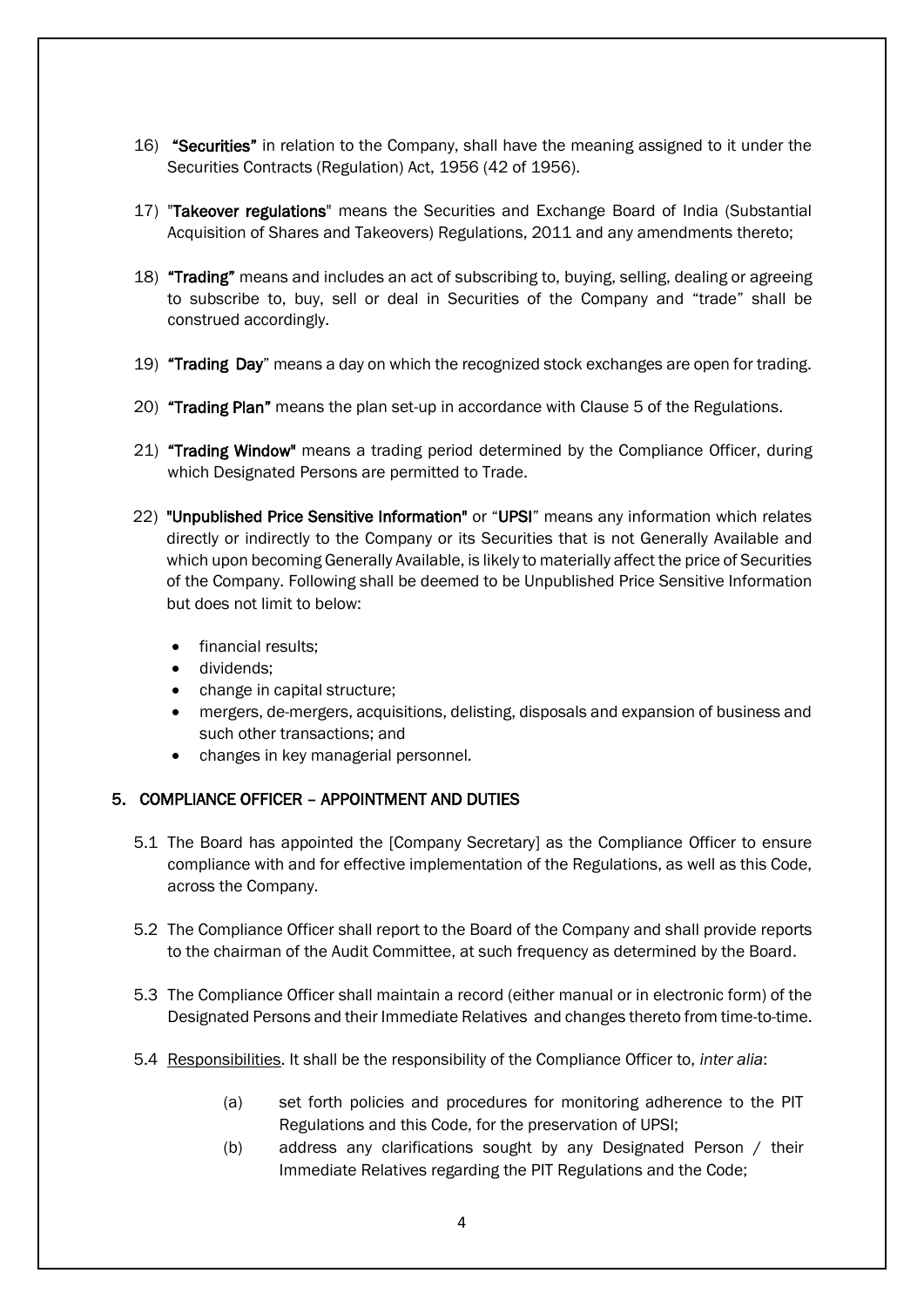16) **"Securities"** in relation to the Company, shall have the meaning assigned to it under the Securities Contracts (Regulation) Act, 1956 (42 of 1956).

17) "**Takeover regulations**" means the Securities and Exchange Board of India (Substantial Acquisition of Shares and Takeovers) Regulations, 2011 and any amendments thereto;

18) **"Trading"** means and includes an act of subscribing to, buying, selling, dealing or agreeing to subscribe to, buy, sell or deal in Securities of the Company and "trade" shall be construed accordingly.

19) **"Trading Day**" means a day on which the recognized stock exchanges are open for trading.

20) **"Trading Plan"** means the plan set-up in accordance with Clause 5 of the Regulations.

21) **"Trading Window"** means a trading period determined by the Compliance Officer, during which Designated Persons are permitted to Trade.

22) **"Unpublished Price Sensitive Information"** or "**UPSI**" means any information which relates directly or indirectly to the Company or its Securities that is not Generally Available and which upon becoming Generally Available, is likely to materially affect the price of Securities of the Company. Following shall be deemed to be Unpublished Price Sensitive Information but does not limit to below:

- financial results;
- dividends;
- change in capital structure;
- mergers, de-mergers, acquisitions, delisting, disposals and expansion of business and such other transactions; and
- changes in key managerial personnel.

## 5. COMPLIANCE OFFICER – APPOINTMENT AND DUTIES

5.1 The Board has appointed the [Company Secretary] as the Compliance Officer to ensure compliance with and for effective implementation of the Regulations, as well as this Code, across the Company.

5.2 The Compliance Officer shall report to the Board of the Company and shall provide reports to the chairman of the Audit Committee, at such frequency as determined by the Board.

5.3 The Compliance Officer shall maintain a record (either manual or in electronic form) of the Designated Persons and their Immediate Relatives and changes thereto from time-to-time.

5.4 Responsibilities. It shall be the responsibility of the Compliance Officer to, *inter alia*:

(a) set forth policies and procedures for monitoring adherence to the PIT Regulations and this Code, for the preservation of UPSI;

(b) address any clarifications sought by any Designated Person / their Immediate Relatives regarding the PIT Regulations and the Code;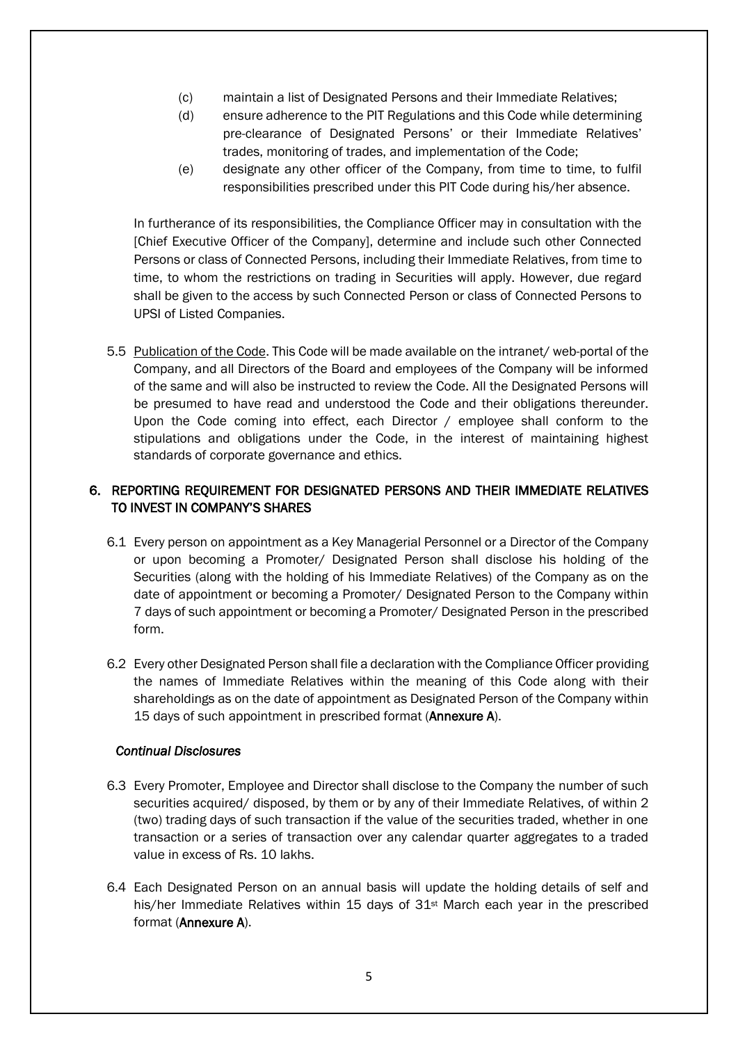(c) maintain a list of Designated Persons and their Immediate Relatives;

(d) ensure adherence to the PIT Regulations and this Code while determining pre-clearance of Designated Persons' or their Immediate Relatives' trades, monitoring of trades, and implementation of the Code;

(e) designate any other officer of the Company, from time to time, to fulfil responsibilities prescribed under this PIT Code during his/her absence.

In furtherance of its responsibilities, the Compliance Officer may in consultation with the [Chief Executive Officer of the Company], determine and include such other Connected Persons or class of Connected Persons, including their Immediate Relatives, from time to time, to whom the restrictions on trading in Securities will apply. However, due regard shall be given to the access by such Connected Person or class of Connected Persons to UPSI of Listed Companies.

5.5 Publication of the Code. This Code will be made available on the intranet/ web-portal of the Company, and all Directors of the Board and employees of the Company will be informed of the same and will also be instructed to review the Code. All the Designated Persons will be presumed to have read and understood the Code and their obligations thereunder. Upon the Code coming into effect, each Director / employee shall conform to the stipulations and obligations under the Code, in the interest of maintaining highest standards of corporate governance and ethics.

## 6. REPORTING REQUIREMENT FOR DESIGNATED PERSONS AND THEIR IMMEDIATE RELATIVES TO INVEST IN COMPANY'S SHARES

6.1 Every person on appointment as a Key Managerial Personnel or a Director of the Company or upon becoming a Promoter/ Designated Person shall disclose his holding of the Securities (along with the holding of his Immediate Relatives) of the Company as on the date of appointment or becoming a Promoter/ Designated Person to the Company within 7 days of such appointment or becoming a Promoter/ Designated Person in the prescribed form.

6.2 Every other Designated Person shall file a declaration with the Compliance Officer providing the names of Immediate Relatives within the meaning of this Code along with their shareholdings as on the date of appointment as Designated Person of the Company within 15 days of such appointment in prescribed format (**Annexure A**).

*Continual Disclosures*

6.3 Every Promoter, Employee and Director shall disclose to the Company the number of such securities acquired/ disposed, by them or by any of their Immediate Relatives, of within 2 (two) trading days of such transaction if the value of the securities traded, whether in one transaction or a series of transaction over any calendar quarter aggregates to a traded value in excess of Rs. 10 lakhs.

6.4 Each Designated Person on an annual basis will update the holding details of self and his/her Immediate Relatives within 15 days of 31st March each year in the prescribed format (**Annexure A**).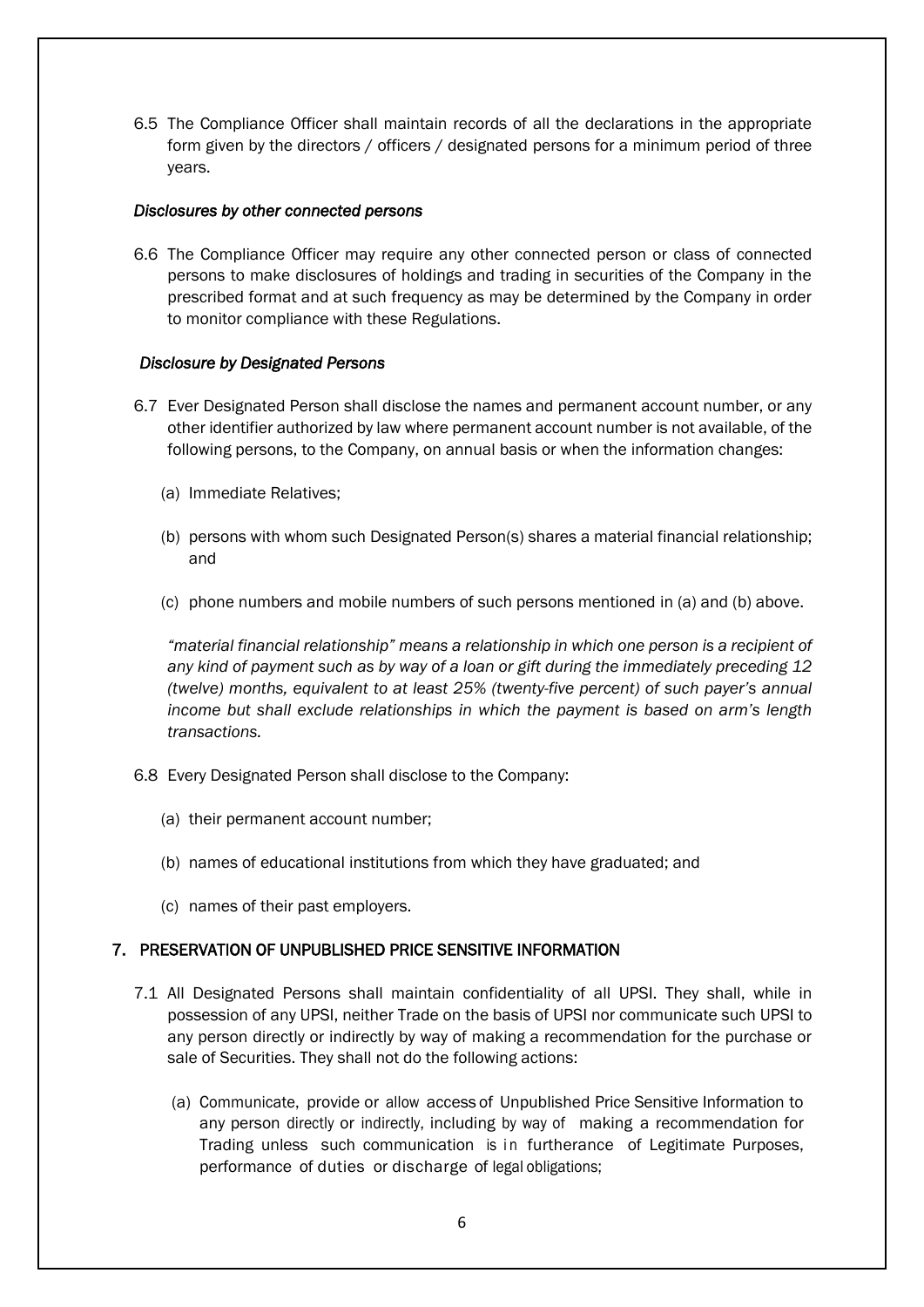6.5 The Compliance Officer shall maintain records of all the declarations in the appropriate form given by the directors / officers / designated persons for a minimum period of three years.

*Disclosures by other connected persons*

6.6 The Compliance Officer may require any other connected person or class of connected persons to make disclosures of holdings and trading in securities of the Company in the prescribed format and at such frequency as may be determined by the Company in order to monitor compliance with these Regulations.

*Disclosure by Designated Persons*

6.7 Ever Designated Person shall disclose the names and permanent account number, or any other identifier authorized by law where permanent account number is not available, of the following persons, to the Company, on annual basis or when the information changes:

(a) Immediate Relatives;

(b) persons with whom such Designated Person(s) shares a material financial relationship; and

(c) phone numbers and mobile numbers of such persons mentioned in (a) and (b) above.

*"material financial relationship" means a relationship in which one person is a recipient of any kind of payment such as by way of a loan or gift during the immediately preceding 12 (twelve) months, equivalent to at least 25% (twenty-five percent) of such payer's annual income but shall exclude relationships in which the payment is based on arm's length transactions.*

6.8 Every Designated Person shall disclose to the Company:

(a) their permanent account number;

(b) names of educational institutions from which they have graduated; and

(c) names of their past employers.

## 7. PRESERVATION OF UNPUBLISHED PRICE SENSITIVE INFORMATION

7.1 All Designated Persons shall maintain confidentiality of all UPSI. They shall, while in possession of any UPSI, neither Trade on the basis of UPSI nor communicate such UPSI to any person directly or indirectly by way of making a recommendation for the purchase or sale of Securities. They shall not do the following actions:

(a) Communicate, provide or allow access of Unpublished Price Sensitive Information to any person directly or indirectly, including by way of making a recommendation for Trading unless such communication is in furtherance of Legitimate Purposes, performance of duties or discharge of legal obligations;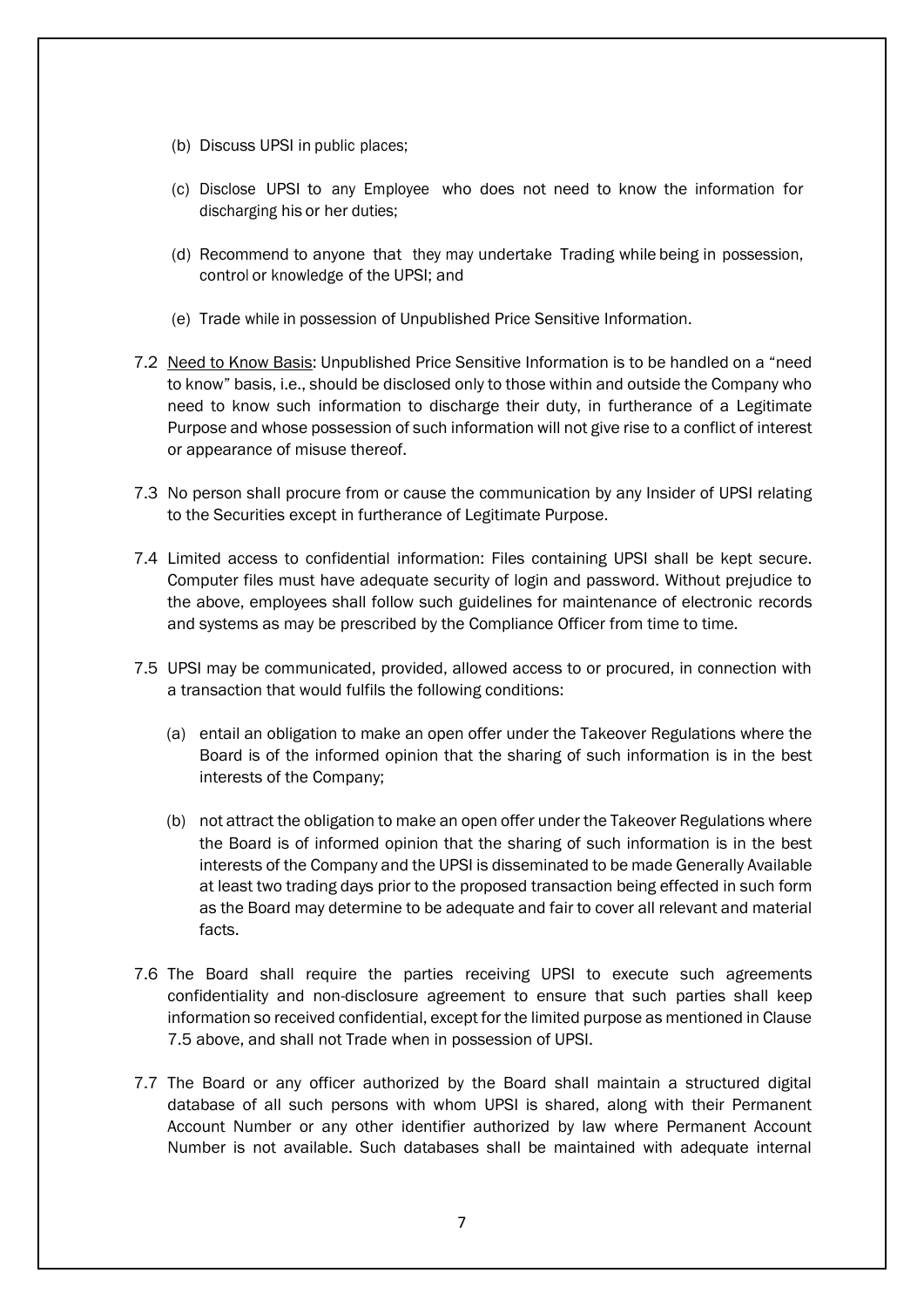(b) Discuss UPSI in public places;

(c) Disclose UPSI to any Employee who does not need to know the information for discharging his or her duties;

(d) Recommend to anyone that they may undertake Trading while being in possession, control or knowledge of the UPSI; and

(e) Trade while in possession of Unpublished Price Sensitive Information.

7.2 Need to Know Basis: Unpublished Price Sensitive Information is to be handled on a "need to know" basis, i.e., should be disclosed only to those within and outside the Company who need to know such information to discharge their duty, in furtherance of a Legitimate Purpose and whose possession of such information will not give rise to a conflict of interest or appearance of misuse thereof.

7.3 No person shall procure from or cause the communication by any Insider of UPSI relating to the Securities except in furtherance of Legitimate Purpose.

7.4 Limited access to confidential information: Files containing UPSI shall be kept secure. Computer files must have adequate security of login and password. Without prejudice to the above, employees shall follow such guidelines for maintenance of electronic records and systems as may be prescribed by the Compliance Officer from time to time.

7.5 UPSI may be communicated, provided, allowed access to or procured, in connection with a transaction that would fulfils the following conditions:

(a) entail an obligation to make an open offer under the Takeover Regulations where the Board is of the informed opinion that the sharing of such information is in the best interests of the Company;

(b) not attract the obligation to make an open offer under the Takeover Regulations where the Board is of informed opinion that the sharing of such information is in the best interests of the Company and the UPSI is disseminated to be made Generally Available at least two trading days prior to the proposed transaction being effected in such form as the Board may determine to be adequate and fair to cover all relevant and material facts.

7.6 The Board shall require the parties receiving UPSI to execute such agreements confidentiality and non-disclosure agreement to ensure that such parties shall keep information so received confidential, except for the limited purpose as mentioned in Clause 7.5 above, and shall not Trade when in possession of UPSI.

7.7 The Board or any officer authorized by the Board shall maintain a structured digital database of all such persons with whom UPSI is shared, along with their Permanent Account Number or any other identifier authorized by law where Permanent Account Number is not available. Such databases shall be maintained with adequate internal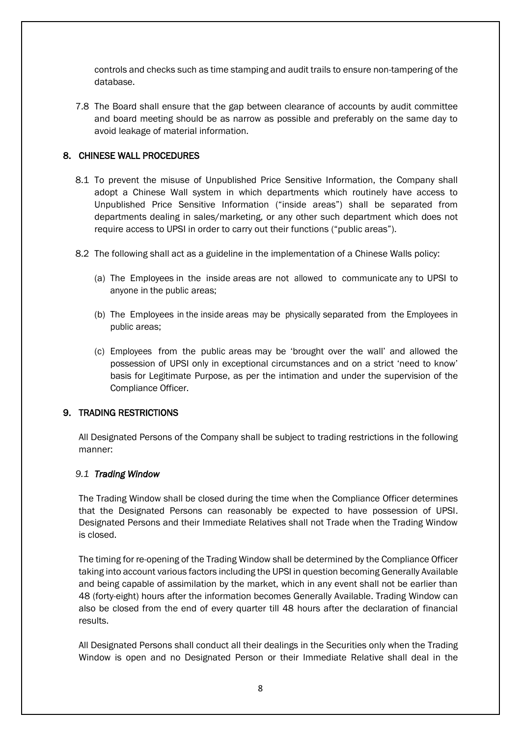controls and checks such as time stamping and audit trails to ensure non-tampering of the database.

7.8 The Board shall ensure that the gap between clearance of accounts by audit committee and board meeting should be as narrow as possible and preferably on the same day to avoid leakage of material information.

## 8. CHINESE WALL PROCEDURES

8.1 To prevent the misuse of Unpublished Price Sensitive Information, the Company shall adopt a Chinese Wall system in which departments which routinely have access to Unpublished Price Sensitive Information ("inside areas") shall be separated from departments dealing in sales/marketing, or any other such department which does not require access to UPSI in order to carry out their functions ("public areas").

8.2 The following shall act as a guideline in the implementation of a Chinese Walls policy:

(a) The Employees in the inside areas are not allowed to communicate any to UPSI to anyone in the public areas;

(b) The Employees in the inside areas may be physically separated from the Employees in public areas;

(c) Employees from the public areas may be 'brought over the wall' and allowed the possession of UPSI only in exceptional circumstances and on a strict 'need to know' basis for Legitimate Purpose, as per the intimation and under the supervision of the Compliance Officer.

## 9. TRADING RESTRICTIONS

All Designated Persons of the Company shall be subject to trading restrictions in the following manner:

### *9.1 Trading Window*

The Trading Window shall be closed during the time when the Compliance Officer determines that the Designated Persons can reasonably be expected to have possession of UPSI. Designated Persons and their Immediate Relatives shall not Trade when the Trading Window is closed.

The timing for re-opening of the Trading Window shall be determined by the Compliance Officer taking into account various factors including the UPSI in question becoming Generally Available and being capable of assimilation by the market, which in any event shall not be earlier than 48 (forty-eight) hours after the information becomes Generally Available. Trading Window can also be closed from the end of every quarter till 48 hours after the declaration of financial results.

All Designated Persons shall conduct all their dealings in the Securities only when the Trading Window is open and no Designated Person or their Immediate Relative shall deal in the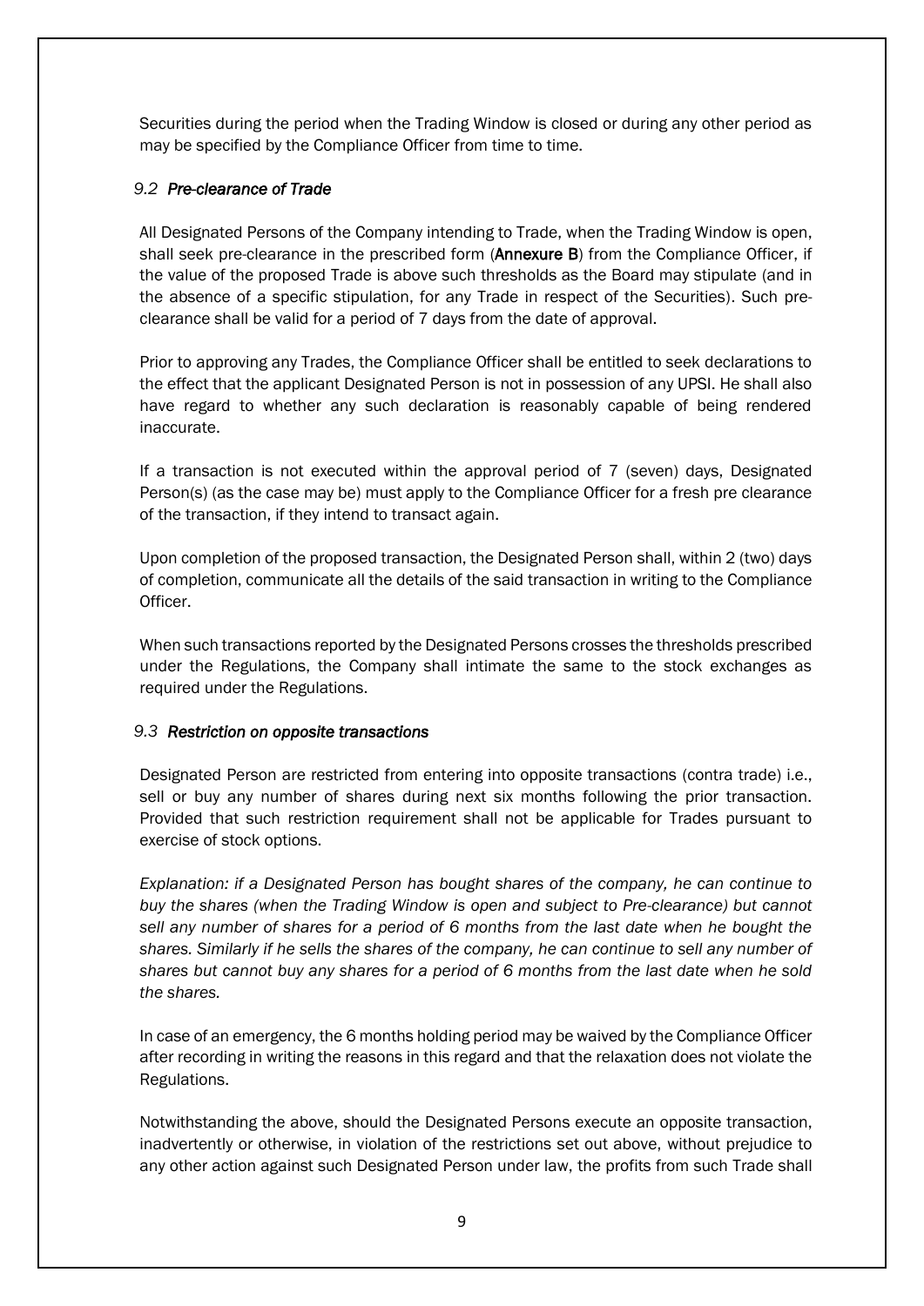Securities during the period when the Trading Window is closed or during any other period as may be specified by the Compliance Officer from time to time.

### *9.2 Pre-clearance of Trade*

All Designated Persons of the Company intending to Trade, when the Trading Window is open, shall seek pre-clearance in the prescribed form (**Annexure B**) from the Compliance Officer, if the value of the proposed Trade is above such thresholds as the Board may stipulate (and in the absence of a specific stipulation, for any Trade in respect of the Securities). Such pre-clearance shall be valid for a period of 7 days from the date of approval.

Prior to approving any Trades, the Compliance Officer shall be entitled to seek declarations to the effect that the applicant Designated Person is not in possession of any UPSI. He shall also have regard to whether any such declaration is reasonably capable of being rendered inaccurate.

If a transaction is not executed within the approval period of 7 (seven) days, Designated Person(s) (as the case may be) must apply to the Compliance Officer for a fresh pre clearance of the transaction, if they intend to transact again.

Upon completion of the proposed transaction, the Designated Person shall, within 2 (two) days of completion, communicate all the details of the said transaction in writing to the Compliance Officer.

When such transactions reported by the Designated Persons crosses the thresholds prescribed under the Regulations, the Company shall intimate the same to the stock exchanges as required under the Regulations.

### *9.3 Restriction on opposite transactions*

Designated Person are restricted from entering into opposite transactions (contra trade) i.e., sell or buy any number of shares during next six months following the prior transaction. Provided that such restriction requirement shall not be applicable for Trades pursuant to exercise of stock options.

*Explanation: if a Designated Person has bought shares of the company, he can continue to buy the shares (when the Trading Window is open and subject to Pre-clearance) but cannot sell any number of shares for a period of 6 months from the last date when he bought the shares. Similarly if he sells the shares of the company, he can continue to sell any number of shares but cannot buy any shares for a period of 6 months from the last date when he sold the shares.*

In case of an emergency, the 6 months holding period may be waived by the Compliance Officer after recording in writing the reasons in this regard and that the relaxation does not violate the Regulations.

Notwithstanding the above, should the Designated Persons execute an opposite transaction, inadvertently or otherwise, in violation of the restrictions set out above, without prejudice to any other action against such Designated Person under law, the profits from such Trade shall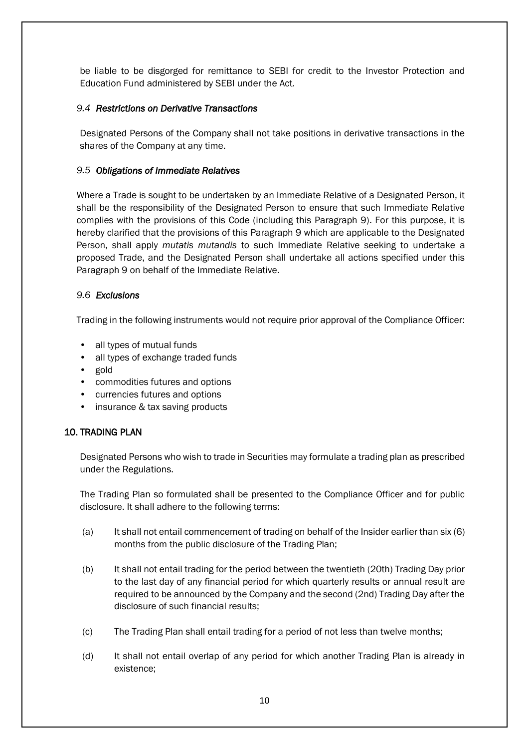be liable to be disgorged for remittance to SEBI for credit to the Investor Protection and Education Fund administered by SEBI under the Act.

### *9.4 Restrictions on Derivative Transactions*

Designated Persons of the Company shall not take positions in derivative transactions in the shares of the Company at any time.

### *9.5 Obligations of Immediate Relatives*

Where a Trade is sought to be undertaken by an Immediate Relative of a Designated Person, it shall be the responsibility of the Designated Person to ensure that such Immediate Relative complies with the provisions of this Code (including this Paragraph 9). For this purpose, it is hereby clarified that the provisions of this Paragraph 9 which are applicable to the Designated Person, shall apply *mutatis mutandis* to such Immediate Relative seeking to undertake a proposed Trade, and the Designated Person shall undertake all actions specified under this Paragraph 9 on behalf of the Immediate Relative.

### *9.6 Exclusions*

Trading in the following instruments would not require prior approval of the Compliance Officer:

- all types of mutual funds
- all types of exchange traded funds
- gold
- commodities futures and options
- currencies futures and options
- insurance & tax saving products

## 10. TRADING PLAN

Designated Persons who wish to trade in Securities may formulate a trading plan as prescribed under the Regulations.

The Trading Plan so formulated shall be presented to the Compliance Officer and for public disclosure. It shall adhere to the following terms:

(a) It shall not entail commencement of trading on behalf of the Insider earlier than six (6) months from the public disclosure of the Trading Plan;

(b) It shall not entail trading for the period between the twentieth (20th) Trading Day prior to the last day of any financial period for which quarterly results or annual result are required to be announced by the Company and the second (2nd) Trading Day after the disclosure of such financial results;

(c) The Trading Plan shall entail trading for a period of not less than twelve months;

(d) It shall not entail overlap of any period for which another Trading Plan is already in existence;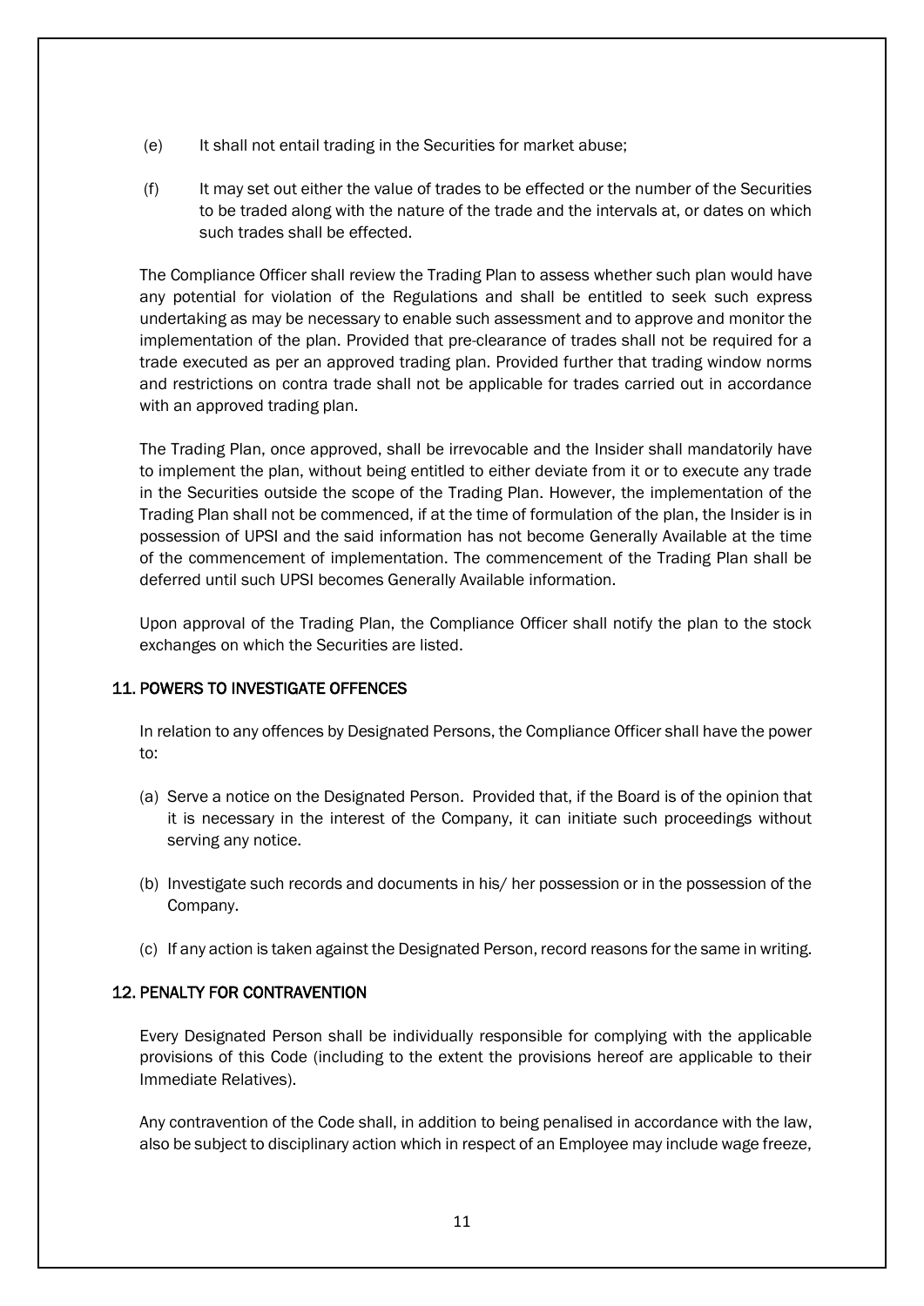(e) It shall not entail trading in the Securities for market abuse;

(f) It may set out either the value of trades to be effected or the number of the Securities to be traded along with the nature of the trade and the intervals at, or dates on which such trades shall be effected.

The Compliance Officer shall review the Trading Plan to assess whether such plan would have any potential for violation of the Regulations and shall be entitled to seek such express undertaking as may be necessary to enable such assessment and to approve and monitor the implementation of the plan. Provided that pre-clearance of trades shall not be required for a trade executed as per an approved trading plan. Provided further that trading window norms and restrictions on contra trade shall not be applicable for trades carried out in accordance with an approved trading plan.

The Trading Plan, once approved, shall be irrevocable and the Insider shall mandatorily have to implement the plan, without being entitled to either deviate from it or to execute any trade in the Securities outside the scope of the Trading Plan. However, the implementation of the Trading Plan shall not be commenced, if at the time of formulation of the plan, the Insider is in possession of UPSI and the said information has not become Generally Available at the time of the commencement of implementation. The commencement of the Trading Plan shall be deferred until such UPSI becomes Generally Available information.

Upon approval of the Trading Plan, the Compliance Officer shall notify the plan to the stock exchanges on which the Securities are listed.

## 11. POWERS TO INVESTIGATE OFFENCES

In relation to any offences by Designated Persons, the Compliance Officer shall have the power to:

(a) Serve a notice on the Designated Person. Provided that, if the Board is of the opinion that it is necessary in the interest of the Company, it can initiate such proceedings without serving any notice.

(b) Investigate such records and documents in his/ her possession or in the possession of the Company.

(c) If any action is taken against the Designated Person, record reasons for the same in writing.

## 12. PENALTY FOR CONTRAVENTION

Every Designated Person shall be individually responsible for complying with the applicable provisions of this Code (including to the extent the provisions hereof are applicable to their Immediate Relatives).

Any contravention of the Code shall, in addition to being penalised in accordance with the law, also be subject to disciplinary action which in respect of an Employee may include wage freeze,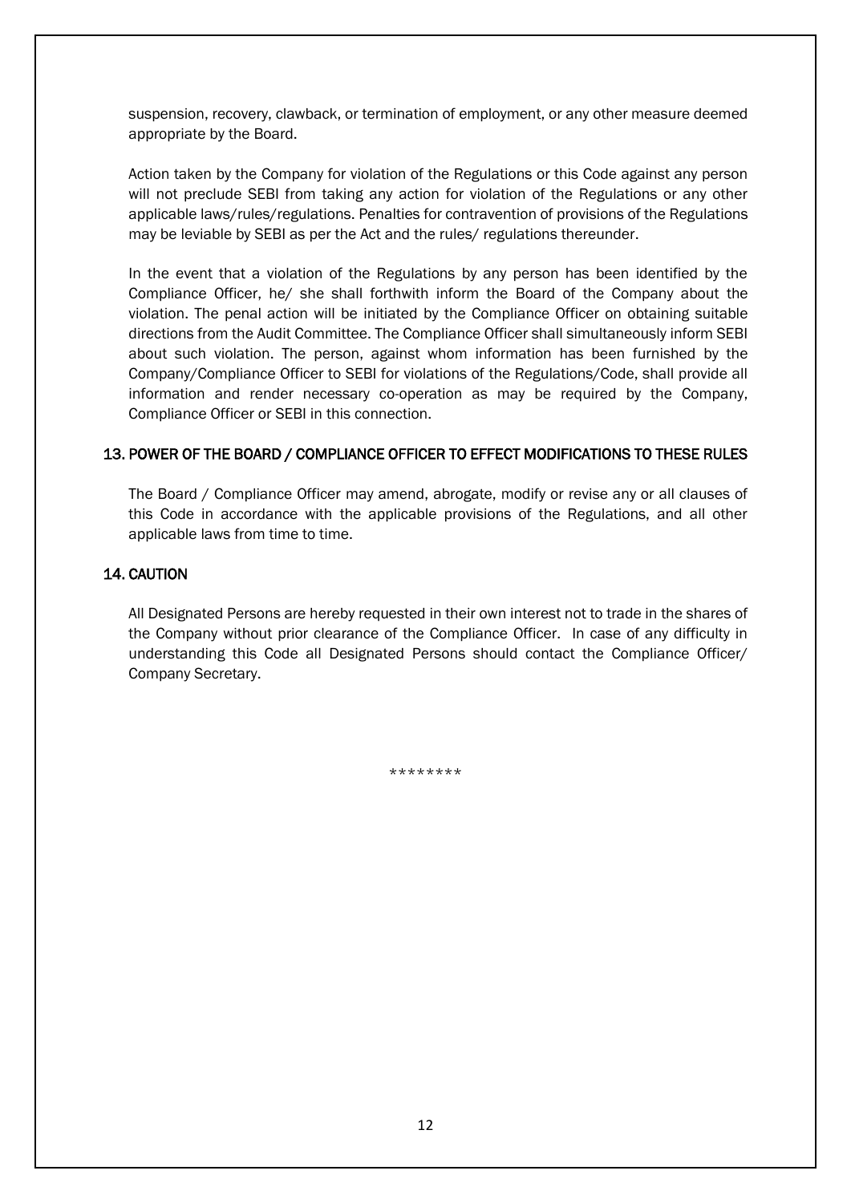suspension, recovery, clawback, or termination of employment, or any other measure deemed appropriate by the Board.

Action taken by the Company for violation of the Regulations or this Code against any person will not preclude SEBI from taking any action for violation of the Regulations or any other applicable laws/rules/regulations. Penalties for contravention of provisions of the Regulations may be leviable by SEBI as per the Act and the rules/ regulations thereunder.

In the event that a violation of the Regulations by any person has been identified by the Compliance Officer, he/ she shall forthwith inform the Board of the Company about the violation. The penal action will be initiated by the Compliance Officer on obtaining suitable directions from the Audit Committee. The Compliance Officer shall simultaneously inform SEBI about such violation. The person, against whom information has been furnished by the Company/Compliance Officer to SEBI for violations of the Regulations/Code, shall provide all information and render necessary co-operation as may be required by the Company, Compliance Officer or SEBI in this connection.

## 13. POWER OF THE BOARD / COMPLIANCE OFFICER TO EFFECT MODIFICATIONS TO THESE RULES

The Board / Compliance Officer may amend, abrogate, modify or revise any or all clauses of this Code in accordance with the applicable provisions of the Regulations, and all other applicable laws from time to time.

## 14. CAUTION

All Designated Persons are hereby requested in their own interest not to trade in the shares of the Company without prior clearance of the Compliance Officer. In case of any difficulty in understanding this Code all Designated Persons should contact the Compliance Officer/ Company Secretary.

********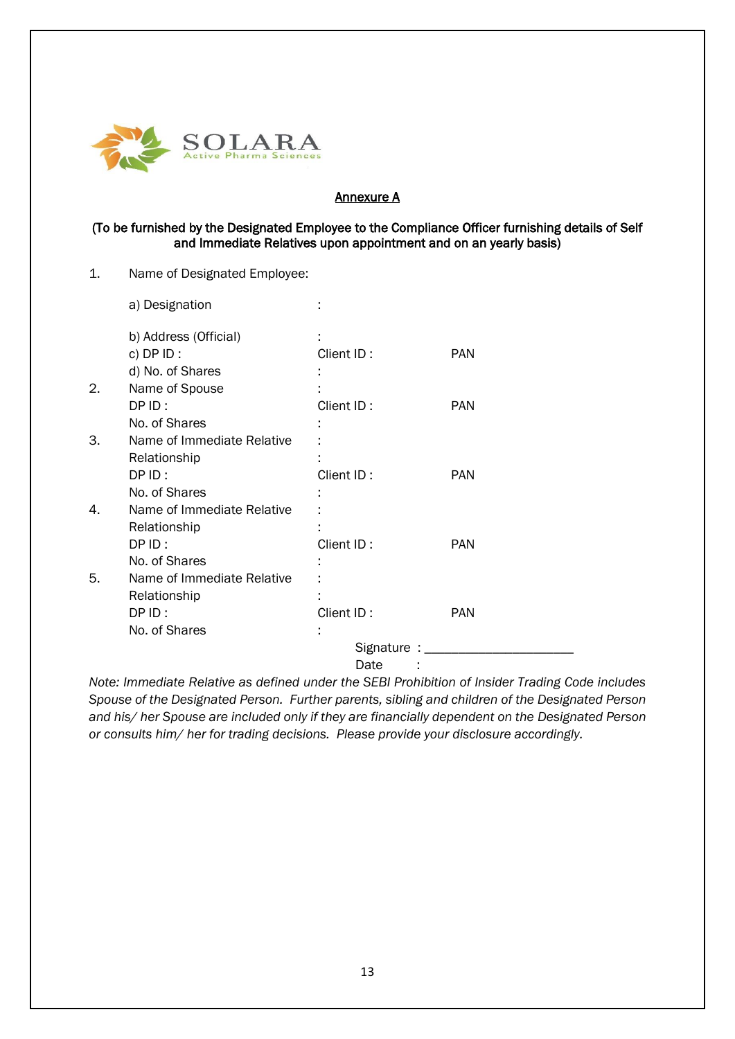## Annexure A

**(To be furnished by the Designated Employee to the Compliance Officer furnishing details of Self and Immediate Relatives upon appointment and on an yearly basis)**

1. Name of Designated Employee:

   a) Designation :

   b) Address (Official) :

   c) DP ID : Client ID : PAN

   d) No. of Shares :

2. Name of Spouse :

   DP ID : Client ID : PAN

   No. of Shares :

3. Name of Immediate Relative :

   Relationship :

   DP ID : Client ID : PAN

   No. of Shares :

4. Name of Immediate Relative :

   Relationship :

   DP ID : Client ID : PAN

   No. of Shares :

5. Name of Immediate Relative :

   Relationship :

   DP ID : Client ID : PAN

   No. of Shares :

Signature : ______________________

Date :

*Note: Immediate Relative as defined under the SEBI Prohibition of Insider Trading Code includes Spouse of the Designated Person. Further parents, sibling and children of the Designated Person and his/ her Spouse are included only if they are financially dependent on the Designated Person or consults him/ her for trading decisions. Please provide your disclosure accordingly.*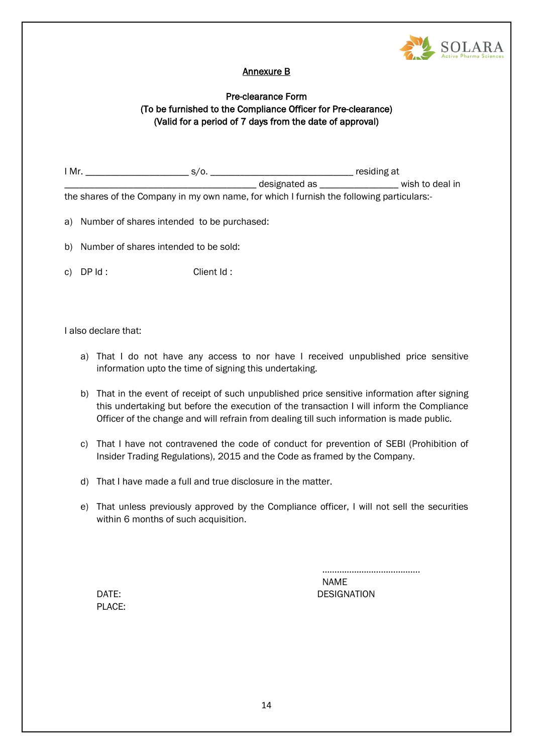## Annexure B

**Pre-clearance Form**
**(To be furnished to the Compliance Officer for Pre-clearance)**
**(Valid for a period of 7 days from the date of approval)**

I Mr. ____________________ s/o. ____________________________ residing at _____________________________________ designated as _______________ wish to deal in the shares of the Company in my own name, for which I furnish the following particulars:-

a) Number of shares intended to be purchased:

b) Number of shares intended to be sold:

c) DP Id : Client Id :

I also declare that:

a) That I do not have any access to nor have I received unpublished price sensitive information upto the time of signing this undertaking.

b) That in the event of receipt of such unpublished price sensitive information after signing this undertaking but before the execution of the transaction I will inform the Compliance Officer of the change and will refrain from dealing till such information is made public.

c) That I have not contravened the code of conduct for prevention of SEBI (Prohibition of Insider Trading Regulations), 2015 and the Code as framed by the Company.

d) That I have made a full and true disclosure in the matter.

e) That unless previously approved by the Compliance officer, I will not sell the securities within 6 months of such acquisition.

.......................................
NAME
DESIGNATION

DATE:
PLACE: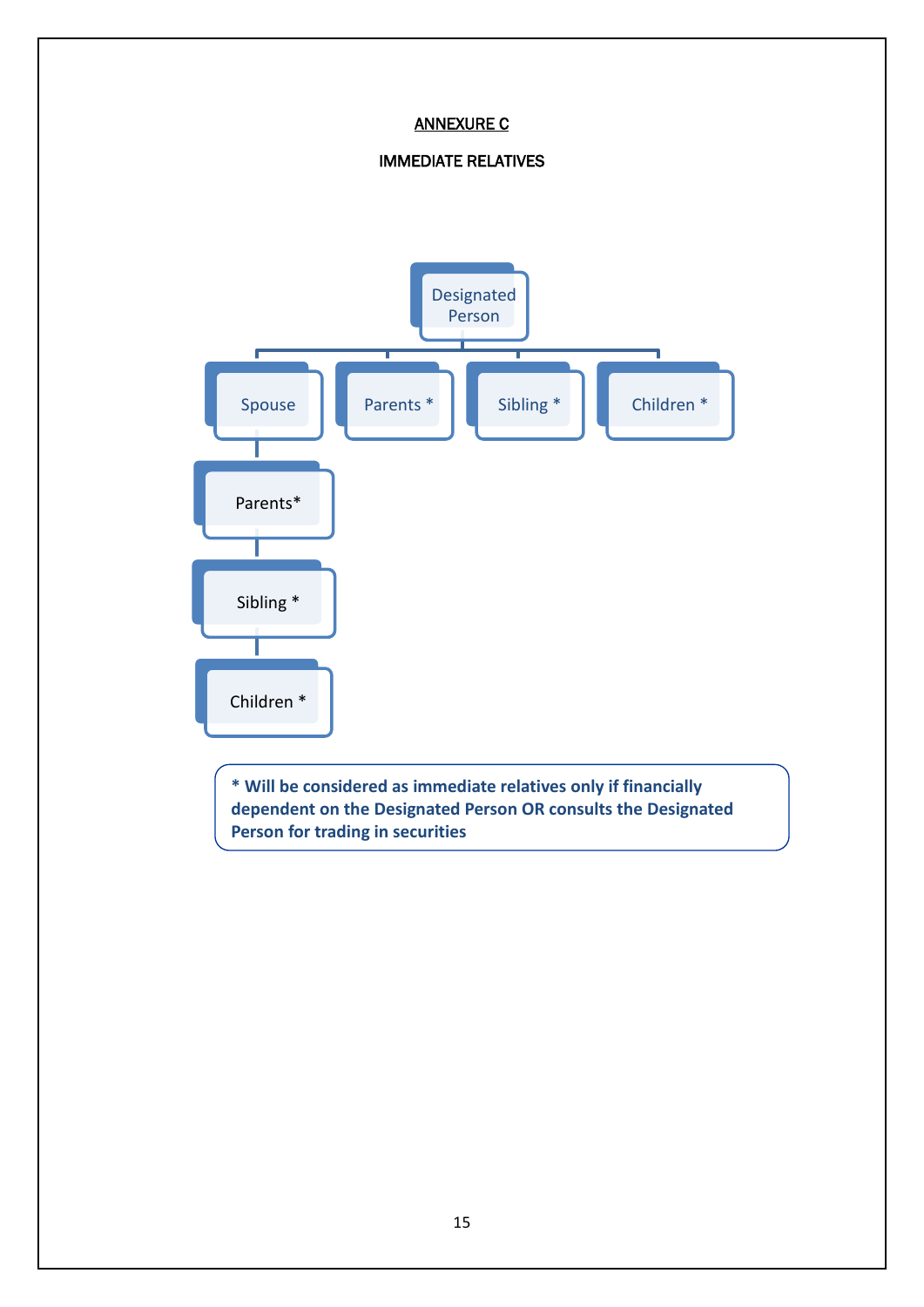ANNEXURE C

IMMEDIATE RELATIVES

Designated Person

Spouse

Parents *

Sibling *

Children *

Parents*

Sibling *

Children *

**\* Will be considered as immediate relatives only if financially dependent on the Designated Person OR consults the Designated Person for trading in securities**